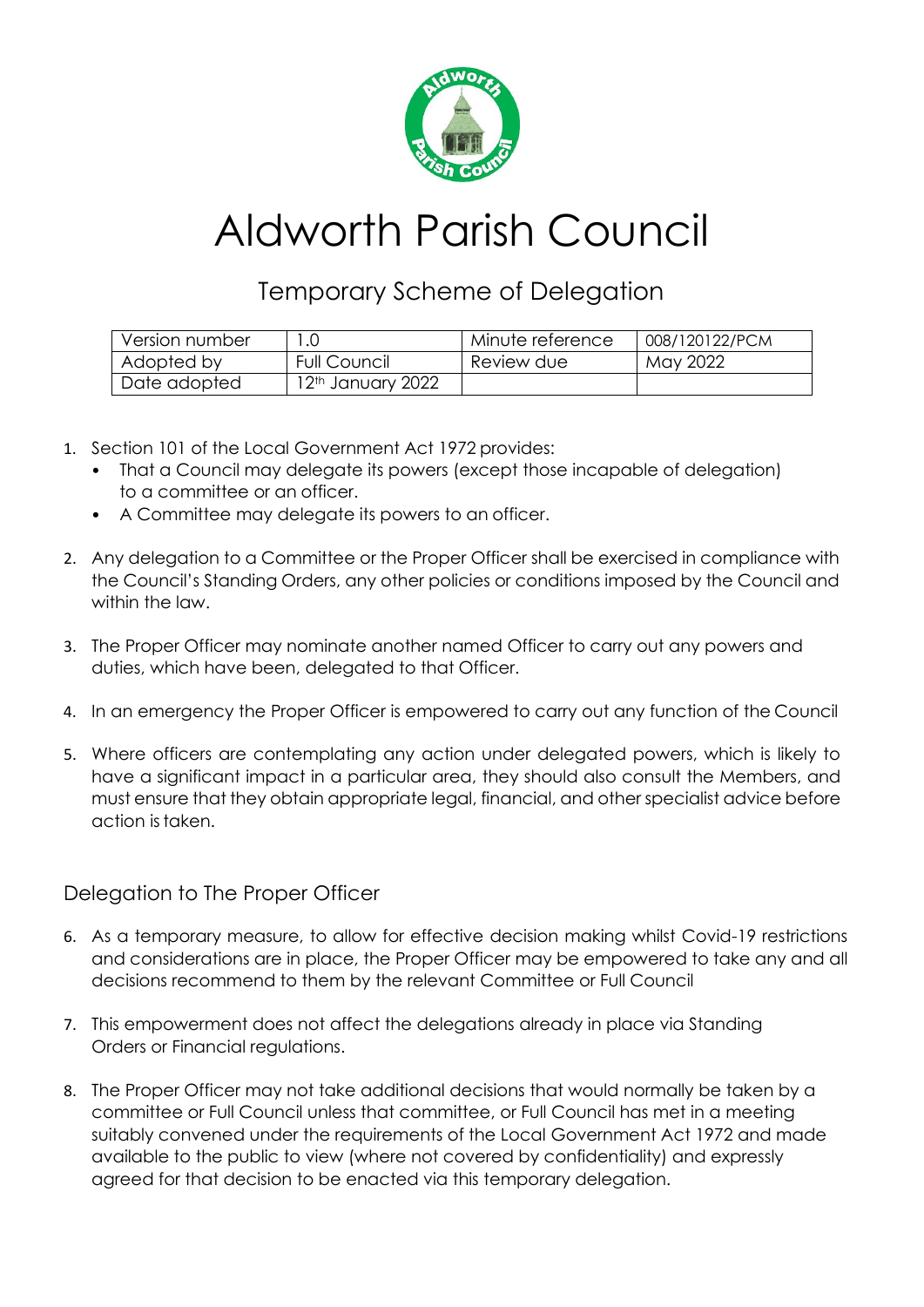# Aldworth Parish Council

## Temporary Scheme of Delegation

| | | | |
|---|---|---|---|
| Version number | 1.0 | Minute reference | 008/120122/PCM |
| Adopted by | Full Council | Review due | May 2022 |
| Date adopted | 12th January 2022 | | |

1. Section 101 of the Local Government Act 1972 provides:
   - That a Council may delegate its powers (except those incapable of delegation) to a committee or an officer.
   - A Committee may delegate its powers to an officer.

2. Any delegation to a Committee or the Proper Officer shall be exercised in compliance with the Council's Standing Orders, any other policies or conditions imposed by the Council and within the law.

3. The Proper Officer may nominate another named Officer to carry out any powers and duties, which have been, delegated to that Officer.

4. In an emergency the Proper Officer is empowered to carry out any function of the Council

5. Where officers are contemplating any action under delegated powers, which is likely to have a significant impact in a particular area, they should also consult the Members, and must ensure that they obtain appropriate legal, financial, and other specialist advice before action is taken.

### Delegation to The Proper Officer

6. As a temporary measure, to allow for effective decision making whilst Covid-19 restrictions and considerations are in place, the Proper Officer may be empowered to take any and all decisions recommend to them by the relevant Committee or Full Council

7. This empowerment does not affect the delegations already in place via Standing Orders or Financial regulations.

8. The Proper Officer may not take additional decisions that would normally be taken by a committee or Full Council unless that committee, or Full Council has met in a meeting suitably convened under the requirements of the Local Government Act 1972 and made available to the public to view (where not covered by confidentiality) and expressly agreed for that decision to be enacted via this temporary delegation.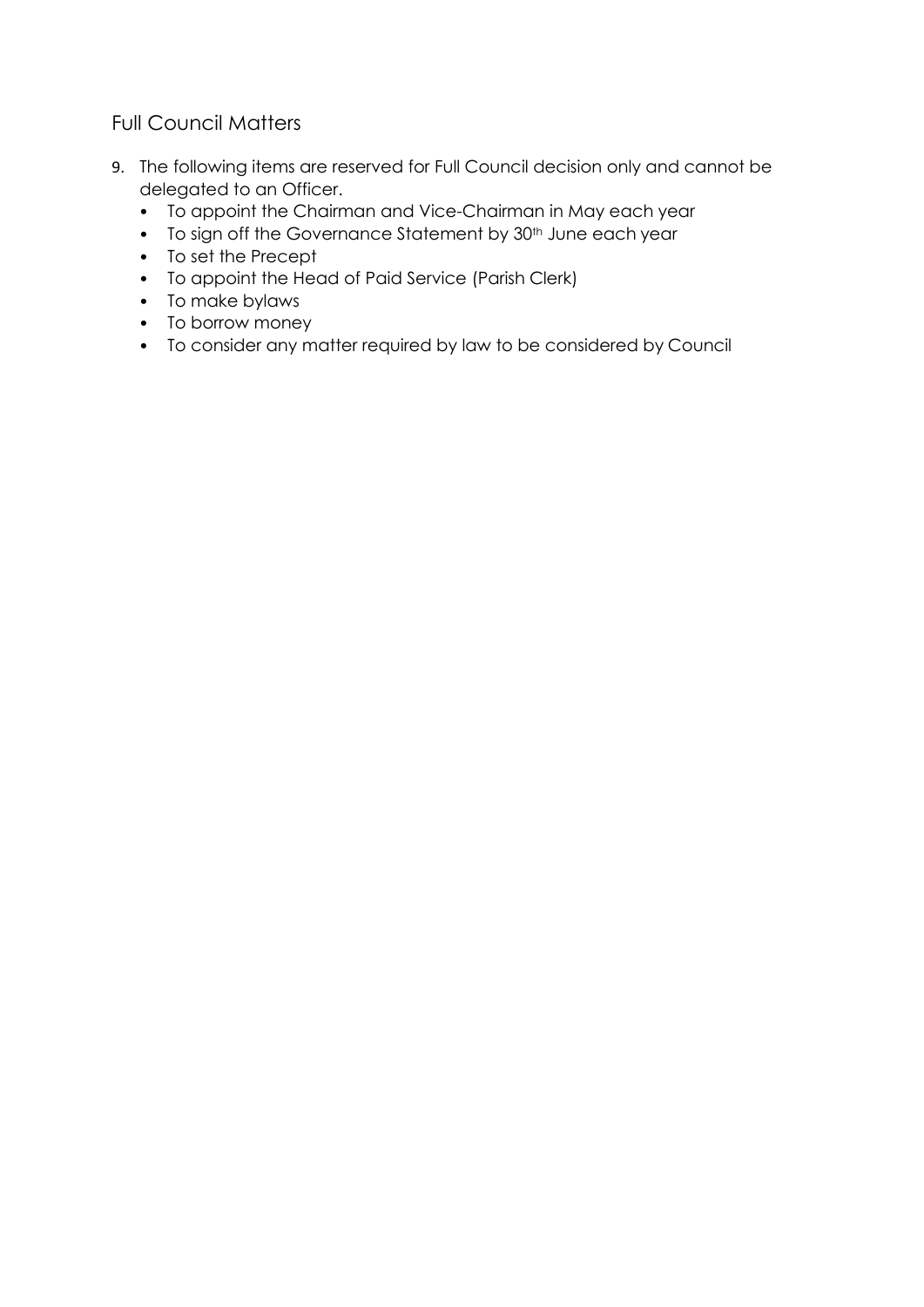## Full Council Matters

9. The following items are reserved for Full Council decision only and cannot be delegated to an Officer.
   - To appoint the Chairman and Vice-Chairman in May each year
   - To sign off the Governance Statement by 30th June each year
   - To set the Precept
   - To appoint the Head of Paid Service (Parish Clerk)
   - To make bylaws
   - To borrow money
   - To consider any matter required by law to be considered by Council